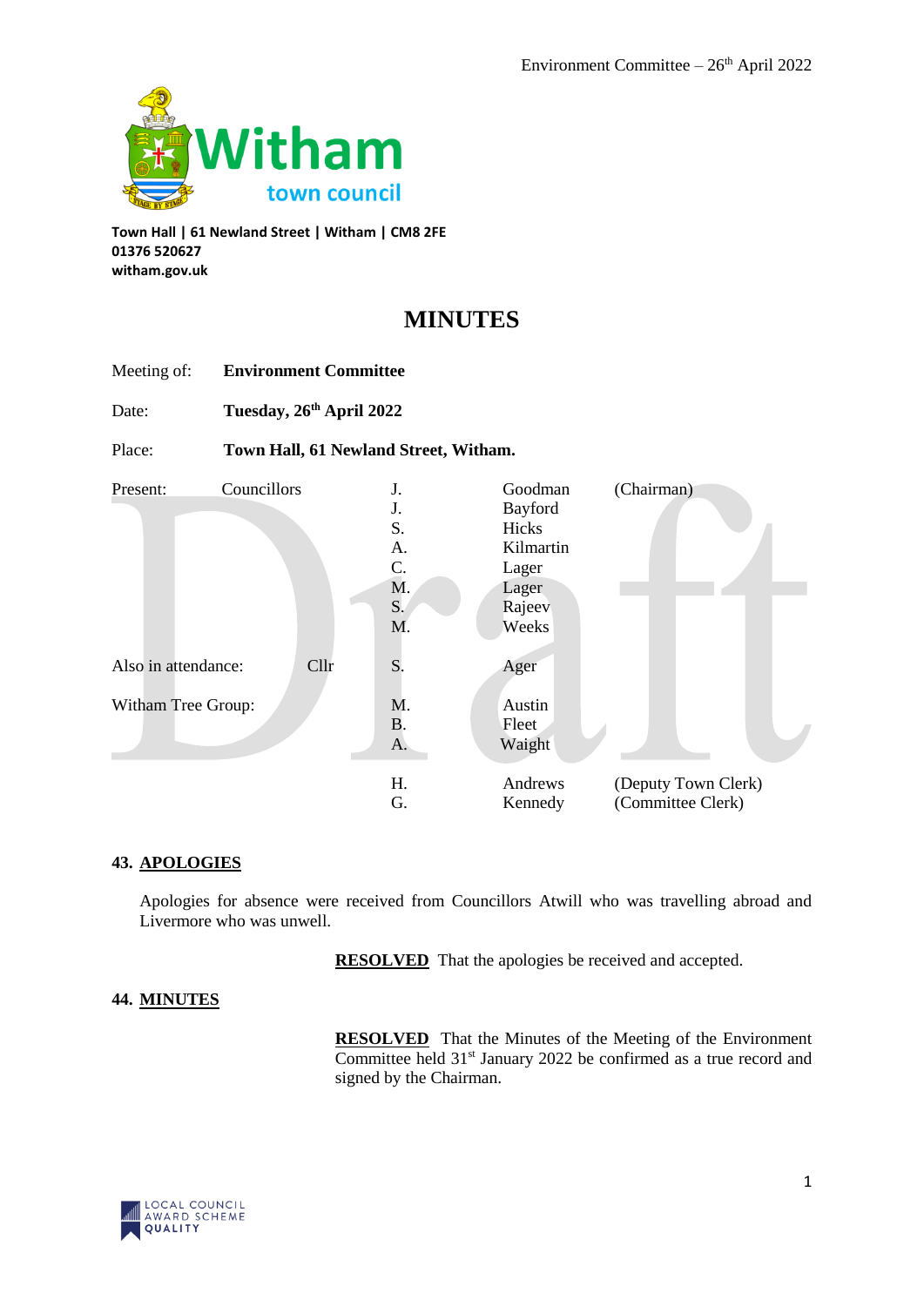Town Hall | 61 Newland Street | Witham | CM8 2FE
01376 520627
witham.gov.uk

# MINUTES

Meeting of: **Environment Committee**

Date: **Tuesday, 26th April 2022**

Place: **Town Hall, 61 Newland Street, Witham.**

| | | | | |
|---|---|---|---|---|
| Present: | Councillors | J. | Goodman | (Chairman) |
| | | J. | Bayford | |
| | | S. | Hicks | |
| | | A. | Kilmartin | |
| | | C. | Lager | |
| | | M. | Lager | |
| | | S. | Rajeev | |
| | | M. | Weeks | |
| Also in attendance: | Cllr | S. | Ager | |
| Witham Tree Group: | | M. | Austin | |
| | | B. | Fleet | |
| | | A. | Waight | |
| | | H. | Andrews | (Deputy Town Clerk) |
| | | G. | Kennedy | (Committee Clerk) |

## 43. APOLOGIES

Apologies for absence were received from Councillors Atwill who was travelling abroad and Livermore who was unwell.

**RESOLVED** That the apologies be received and accepted.

## 44. MINUTES

**RESOLVED** That the Minutes of the Meeting of the Environment Committee held 31st January 2022 be confirmed as a true record and signed by the Chairman.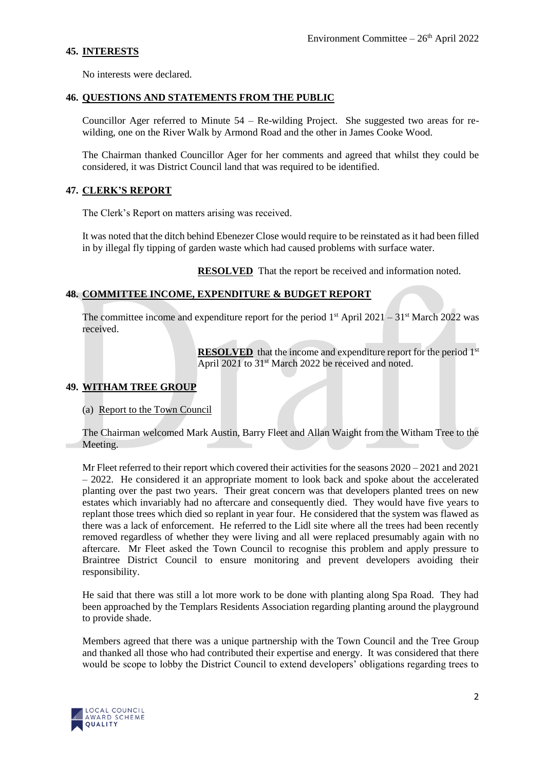## 45. INTERESTS

No interests were declared.

## 46. QUESTIONS AND STATEMENTS FROM THE PUBLIC

Councillor Ager referred to Minute 54 – Re-wilding Project. She suggested two areas for re-wilding, one on the River Walk by Armond Road and the other in James Cooke Wood.

The Chairman thanked Councillor Ager for her comments and agreed that whilst they could be considered, it was District Council land that was required to be identified.

## 47. CLERK'S REPORT

The Clerk's Report on matters arising was received.

It was noted that the ditch behind Ebenezer Close would require to be reinstated as it had been filled in by illegal fly tipping of garden waste which had caused problems with surface water.

**RESOLVED** That the report be received and information noted.

## 48. COMMITTEE INCOME, EXPENDITURE & BUDGET REPORT

The committee income and expenditure report for the period 1st April 2021 – 31st March 2022 was received.

**RESOLVED** that the income and expenditure report for the period 1st April 2021 to 31st March 2022 be received and noted.

## 49. WITHAM TREE GROUP

(a) Report to the Town Council

The Chairman welcomed Mark Austin, Barry Fleet and Allan Waight from the Witham Tree to the Meeting.

Mr Fleet referred to their report which covered their activities for the seasons 2020 – 2021 and 2021 – 2022. He considered it an appropriate moment to look back and spoke about the accelerated planting over the past two years. Their great concern was that developers planted trees on new estates which invariably had no aftercare and consequently died. They would have five years to replant those trees which died so replant in year four. He considered that the system was flawed as there was a lack of enforcement. He referred to the Lidl site where all the trees had been recently removed regardless of whether they were living and all were replaced presumably again with no aftercare. Mr Fleet asked the Town Council to recognise this problem and apply pressure to Braintree District Council to ensure monitoring and prevent developers avoiding their responsibility.

He said that there was still a lot more work to be done with planting along Spa Road. They had been approached by the Templars Residents Association regarding planting around the playground to provide shade.

Members agreed that there was a unique partnership with the Town Council and the Tree Group and thanked all those who had contributed their expertise and energy. It was considered that there would be scope to lobby the District Council to extend developers' obligations regarding trees to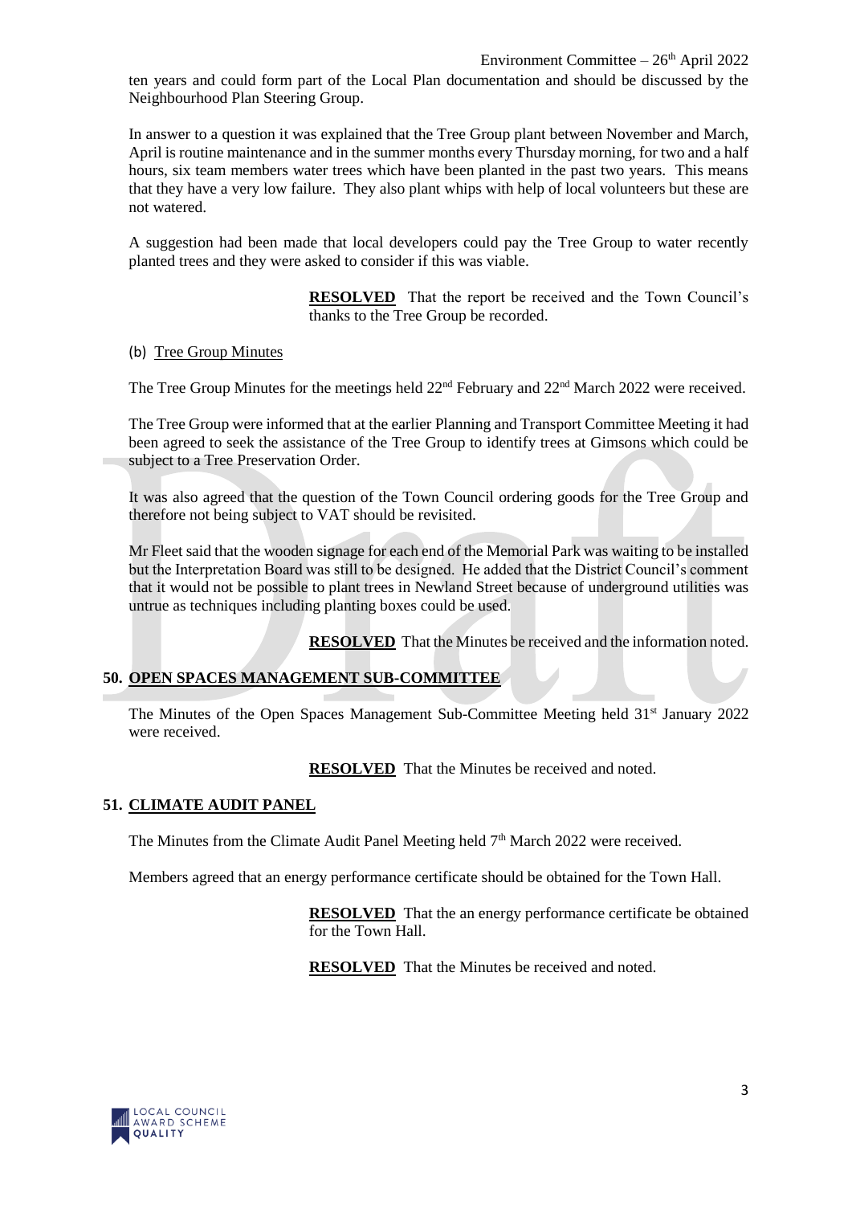ten years and could form part of the Local Plan documentation and should be discussed by the Neighbourhood Plan Steering Group.

In answer to a question it was explained that the Tree Group plant between November and March, April is routine maintenance and in the summer months every Thursday morning, for two and a half hours, six team members water trees which have been planted in the past two years. This means that they have a very low failure. They also plant whips with help of local volunteers but these are not watered.

A suggestion had been made that local developers could pay the Tree Group to water recently planted trees and they were asked to consider if this was viable.

> **RESOLVED** That the report be received and the Town Council's thanks to the Tree Group be recorded.

(b) Tree Group Minutes

The Tree Group Minutes for the meetings held 22nd February and 22nd March 2022 were received.

The Tree Group were informed that at the earlier Planning and Transport Committee Meeting it had been agreed to seek the assistance of the Tree Group to identify trees at Gimsons which could be subject to a Tree Preservation Order.

It was also agreed that the question of the Town Council ordering goods for the Tree Group and therefore not being subject to VAT should be revisited.

Mr Fleet said that the wooden signage for each end of the Memorial Park was waiting to be installed but the Interpretation Board was still to be designed. He added that the District Council's comment that it would not be possible to plant trees in Newland Street because of underground utilities was untrue as techniques including planting boxes could be used.

> **RESOLVED** That the Minutes be received and the information noted.

## 50. OPEN SPACES MANAGEMENT SUB-COMMITTEE

The Minutes of the Open Spaces Management Sub-Committee Meeting held 31st January 2022 were received.

> **RESOLVED** That the Minutes be received and noted.

## 51. CLIMATE AUDIT PANEL

The Minutes from the Climate Audit Panel Meeting held 7th March 2022 were received.

Members agreed that an energy performance certificate should be obtained for the Town Hall.

> **RESOLVED** That the an energy performance certificate be obtained for the Town Hall.

> **RESOLVED** That the Minutes be received and noted.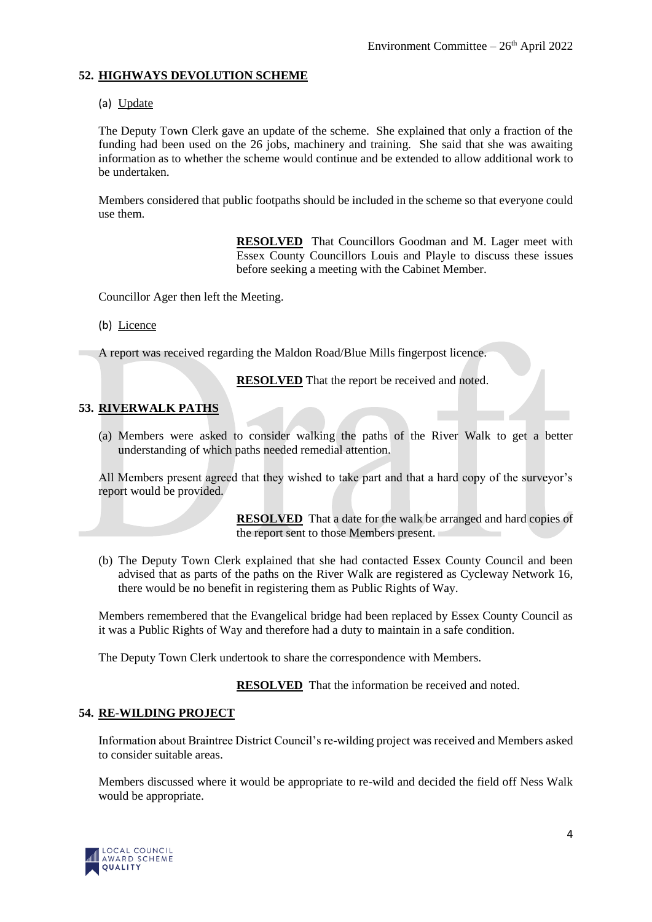## 52. HIGHWAYS DEVOLUTION SCHEME

(a) Update

The Deputy Town Clerk gave an update of the scheme. She explained that only a fraction of the funding had been used on the 26 jobs, machinery and training. She said that she was awaiting information as to whether the scheme would continue and be extended to allow additional work to be undertaken.

Members considered that public footpaths should be included in the scheme so that everyone could use them.

> **RESOLVED** That Councillors Goodman and M. Lager meet with Essex County Councillors Louis and Playle to discuss these issues before seeking a meeting with the Cabinet Member.

Councillor Ager then left the Meeting.

(b) Licence

A report was received regarding the Maldon Road/Blue Mills fingerpost licence.

> **RESOLVED** That the report be received and noted.

## 53. RIVERWALK PATHS

(a) Members were asked to consider walking the paths of the River Walk to get a better understanding of which paths needed remedial attention.

All Members present agreed that they wished to take part and that a hard copy of the surveyor's report would be provided.

> **RESOLVED** That a date for the walk be arranged and hard copies of the report sent to those Members present.

(b) The Deputy Town Clerk explained that she had contacted Essex County Council and been advised that as parts of the paths on the River Walk are registered as Cycleway Network 16, there would be no benefit in registering them as Public Rights of Way.

Members remembered that the Evangelical bridge had been replaced by Essex County Council as it was a Public Rights of Way and therefore had a duty to maintain in a safe condition.

The Deputy Town Clerk undertook to share the correspondence with Members.

> **RESOLVED** That the information be received and noted.

## 54. RE-WILDING PROJECT

Information about Braintree District Council's re-wilding project was received and Members asked to consider suitable areas.

Members discussed where it would be appropriate to re-wild and decided the field off Ness Walk would be appropriate.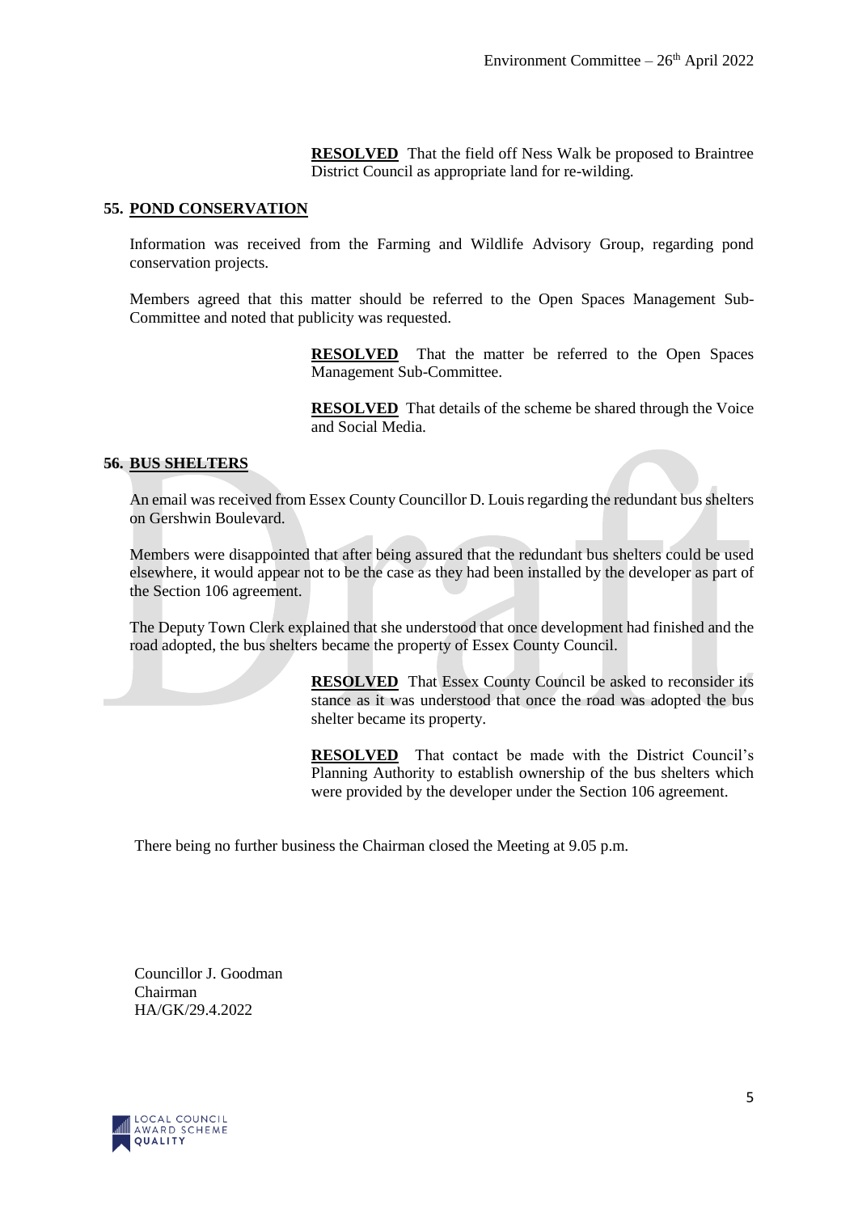**RESOLVED** That the field off Ness Walk be proposed to Braintree District Council as appropriate land for re-wilding.

## 55. POND CONSERVATION

Information was received from the Farming and Wildlife Advisory Group, regarding pond conservation projects.

Members agreed that this matter should be referred to the Open Spaces Management Sub-Committee and noted that publicity was requested.

**RESOLVED** That the matter be referred to the Open Spaces Management Sub-Committee.

**RESOLVED** That details of the scheme be shared through the Voice and Social Media.

## 56. BUS SHELTERS

An email was received from Essex County Councillor D. Louis regarding the redundant bus shelters on Gershwin Boulevard.

Members were disappointed that after being assured that the redundant bus shelters could be used elsewhere, it would appear not to be the case as they had been installed by the developer as part of the Section 106 agreement.

The Deputy Town Clerk explained that she understood that once development had finished and the road adopted, the bus shelters became the property of Essex County Council.

**RESOLVED** That Essex County Council be asked to reconsider its stance as it was understood that once the road was adopted the bus shelter became its property.

**RESOLVED** That contact be made with the District Council's Planning Authority to establish ownership of the bus shelters which were provided by the developer under the Section 106 agreement.

There being no further business the Chairman closed the Meeting at 9.05 p.m.

Councillor J. Goodman
Chairman
HA/GK/29.4.2022

LOCAL COUNCIL AWARD SCHEME QUALITY